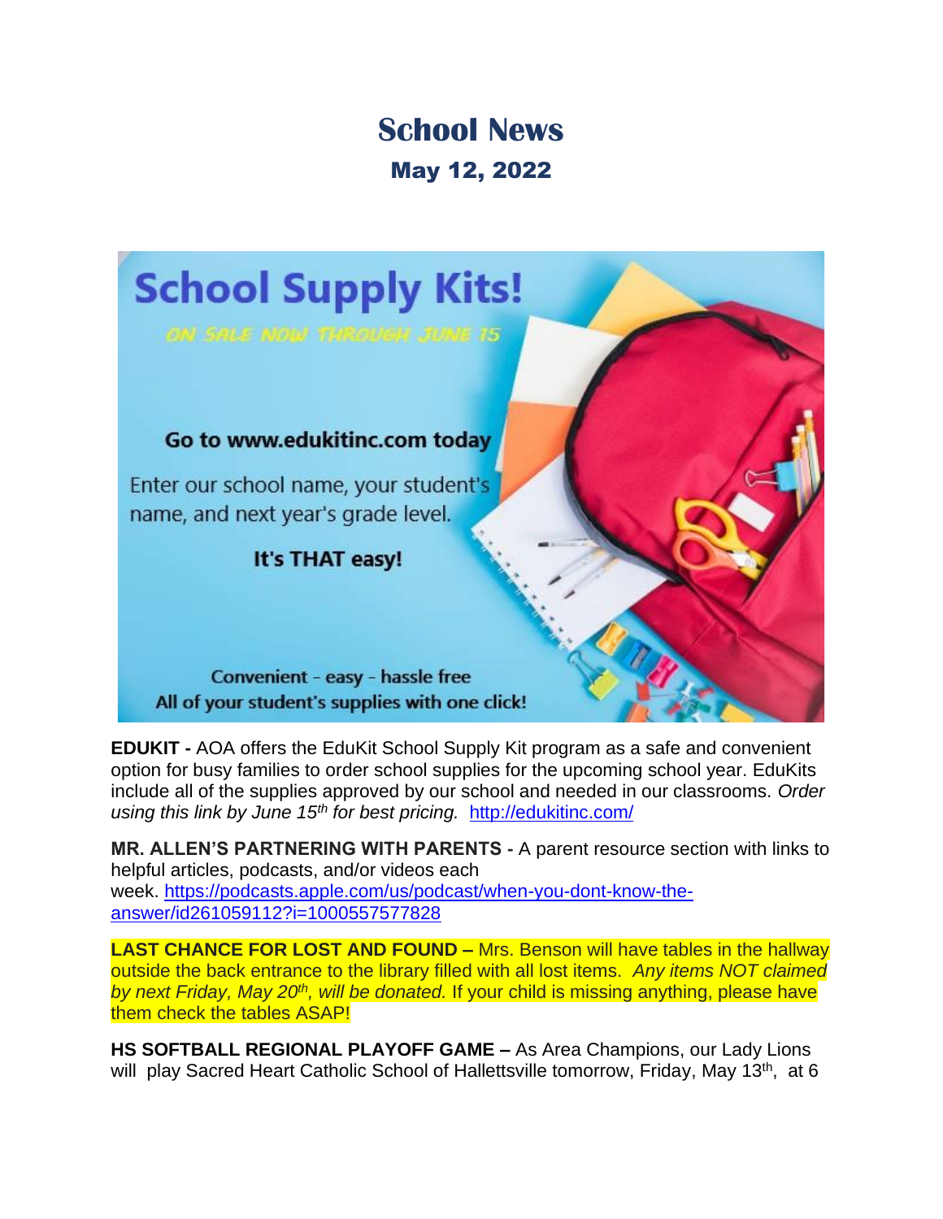# School News

## May 12, 2022

School Supply Kits!

ON SALE NOW THROUGH JUNE 15

Go to www.edukitinc.com today

Enter our school name, your student's name, and next year's grade level.

It's THAT easy!

Convenient - easy - hassle free
All of your student's supplies with one click!

**EDUKIT -** AOA offers the EduKit School Supply Kit program as a safe and convenient option for busy families to order school supplies for the upcoming school year. EduKits include all of the supplies approved by our school and needed in our classrooms. *Order using this link by June 15th for best pricing.* http://edukitinc.com/

**MR. ALLEN'S PARTNERING WITH PARENTS -** A parent resource section with links to helpful articles, podcasts, and/or videos each week. https://podcasts.apple.com/us/podcast/when-you-dont-know-the-answer/id261059112?i=1000557577828

**LAST CHANCE FOR LOST AND FOUND –** Mrs. Benson will have tables in the hallway outside the back entrance to the library filled with all lost items. *Any items NOT claimed by next Friday, May 20th, will be donated.* If your child is missing anything, please have them check the tables ASAP!

**HS SOFTBALL REGIONAL PLAYOFF GAME –** As Area Champions, our Lady Lions will play Sacred Heart Catholic School of Hallettsville tomorrow, Friday, May 13th, at 6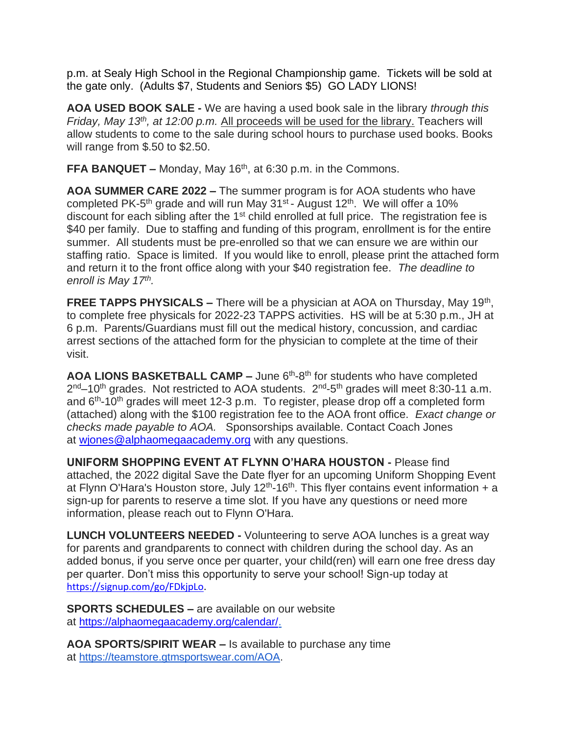p.m. at Sealy High School in the Regional Championship game. Tickets will be sold at the gate only. (Adults $7, Students and Seniors $5) GO LADY LIONS!

**AOA USED BOOK SALE -** We are having a used book sale in the library *through this Friday, May 13th, at 12:00 p.m.* All proceeds will be used for the library. Teachers will allow students to come to the sale during school hours to purchase used books. Books will range from $.50 to $2.50.

**FFA BANQUET –** Monday, May 16th, at 6:30 p.m. in the Commons.

**AOA SUMMER CARE 2022 –** The summer program is for AOA students who have completed PK-5th grade and will run May 31st - August 12th. We will offer a 10% discount for each sibling after the 1st child enrolled at full price. The registration fee is $40 per family. Due to staffing and funding of this program, enrollment is for the entire summer. All students must be pre-enrolled so that we can ensure we are within our staffing ratio. Space is limited. If you would like to enroll, please print the attached form and return it to the front office along with your $40 registration fee. *The deadline to enroll is May 17th.*

**FREE TAPPS PHYSICALS –** There will be a physician at AOA on Thursday, May 19th, to complete free physicals for 2022-23 TAPPS activities. HS will be at 5:30 p.m., JH at 6 p.m. Parents/Guardians must fill out the medical history, concussion, and cardiac arrest sections of the attached form for the physician to complete at the time of their visit.

**AOA LIONS BASKETBALL CAMP –** June 6th-8th for students who have completed 2nd–10th grades. Not restricted to AOA students. 2nd-5th grades will meet 8:30-11 a.m. and 6th-10th grades will meet 12-3 p.m. To register, please drop off a completed form (attached) along with the $100 registration fee to the AOA front office. *Exact change or checks made payable to AOA.* Sponsorships available. Contact Coach Jones at wjones@alphaomegaacademy.org with any questions.

**UNIFORM SHOPPING EVENT AT FLYNN O'HARA HOUSTON -** Please find attached, the 2022 digital Save the Date flyer for an upcoming Uniform Shopping Event at Flynn O'Hara's Houston store, July 12th-16th. This flyer contains event information + a sign-up for parents to reserve a time slot. If you have any questions or need more information, please reach out to Flynn O'Hara.

**LUNCH VOLUNTEERS NEEDED -** Volunteering to serve AOA lunches is a great way for parents and grandparents to connect with children during the school day. As an added bonus, if you serve once per quarter, your child(ren) will earn one free dress day per quarter. Don't miss this opportunity to serve your school! Sign-up today at https://signup.com/go/FDkjpLo.

**SPORTS SCHEDULES –** are available on our website at https://alphaomegaacademy.org/calendar/.

**AOA SPORTS/SPIRIT WEAR –** Is available to purchase any time at https://teamstore.gtmsportswear.com/AOA.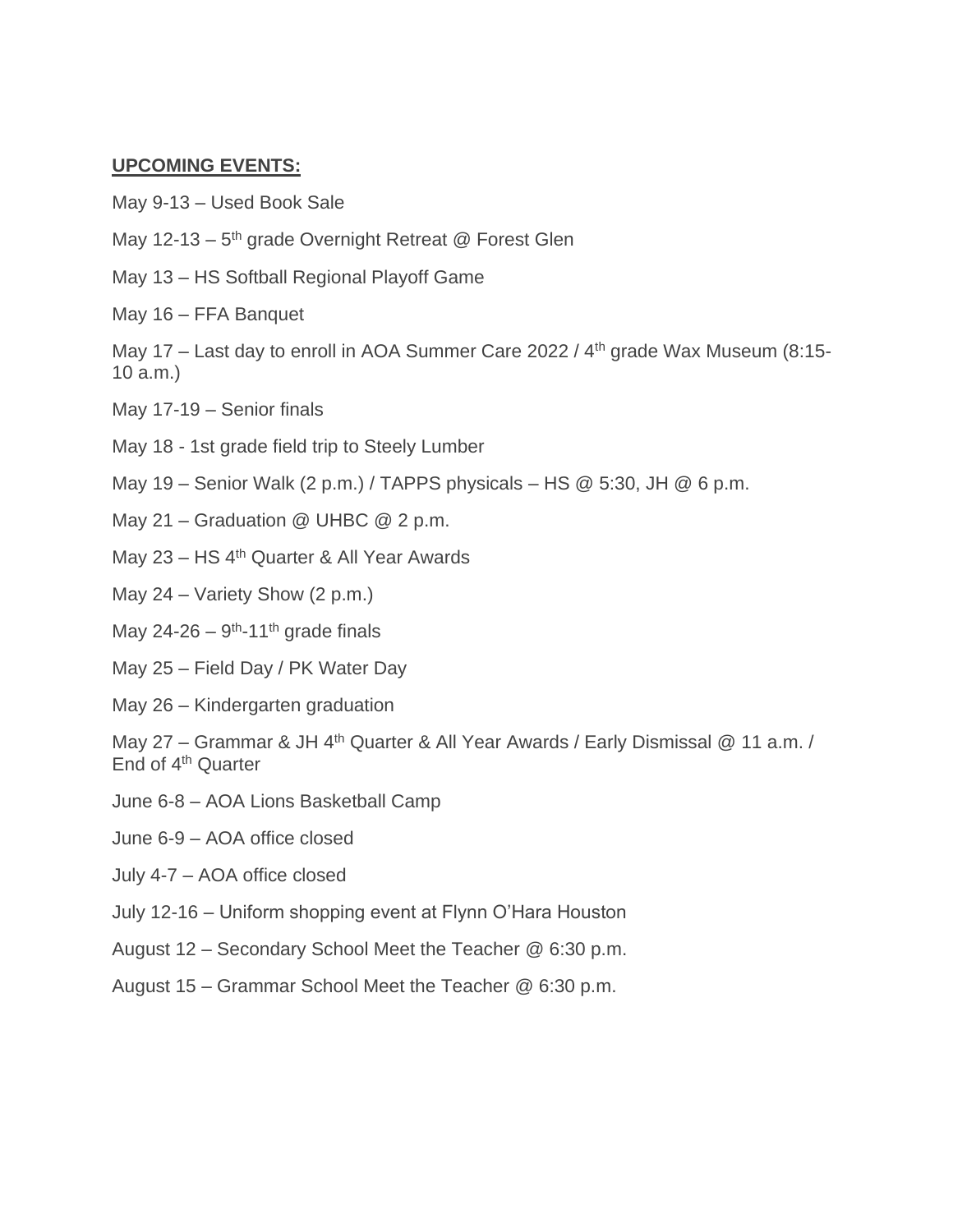**UPCOMING EVENTS:**

May 9-13 – Used Book Sale

May 12-13 – 5th grade Overnight Retreat @ Forest Glen

May 13 – HS Softball Regional Playoff Game

May 16 – FFA Banquet

May 17 – Last day to enroll in AOA Summer Care 2022 / 4th grade Wax Museum (8:15-10 a.m.)

May 17-19 – Senior finals

May 18 - 1st grade field trip to Steely Lumber

May 19 – Senior Walk (2 p.m.) / TAPPS physicals – HS @ 5:30, JH @ 6 p.m.

May 21 – Graduation @ UHBC @ 2 p.m.

May 23 – HS 4th Quarter & All Year Awards

May 24 – Variety Show (2 p.m.)

May 24-26 – 9th-11th grade finals

May 25 – Field Day / PK Water Day

May 26 – Kindergarten graduation

May 27 – Grammar & JH 4th Quarter & All Year Awards / Early Dismissal @ 11 a.m. / End of 4th Quarter

June 6-8 – AOA Lions Basketball Camp

June 6-9 – AOA office closed

July 4-7 – AOA office closed

July 12-16 – Uniform shopping event at Flynn O'Hara Houston

August 12 – Secondary School Meet the Teacher @ 6:30 p.m.

August 15 – Grammar School Meet the Teacher @ 6:30 p.m.